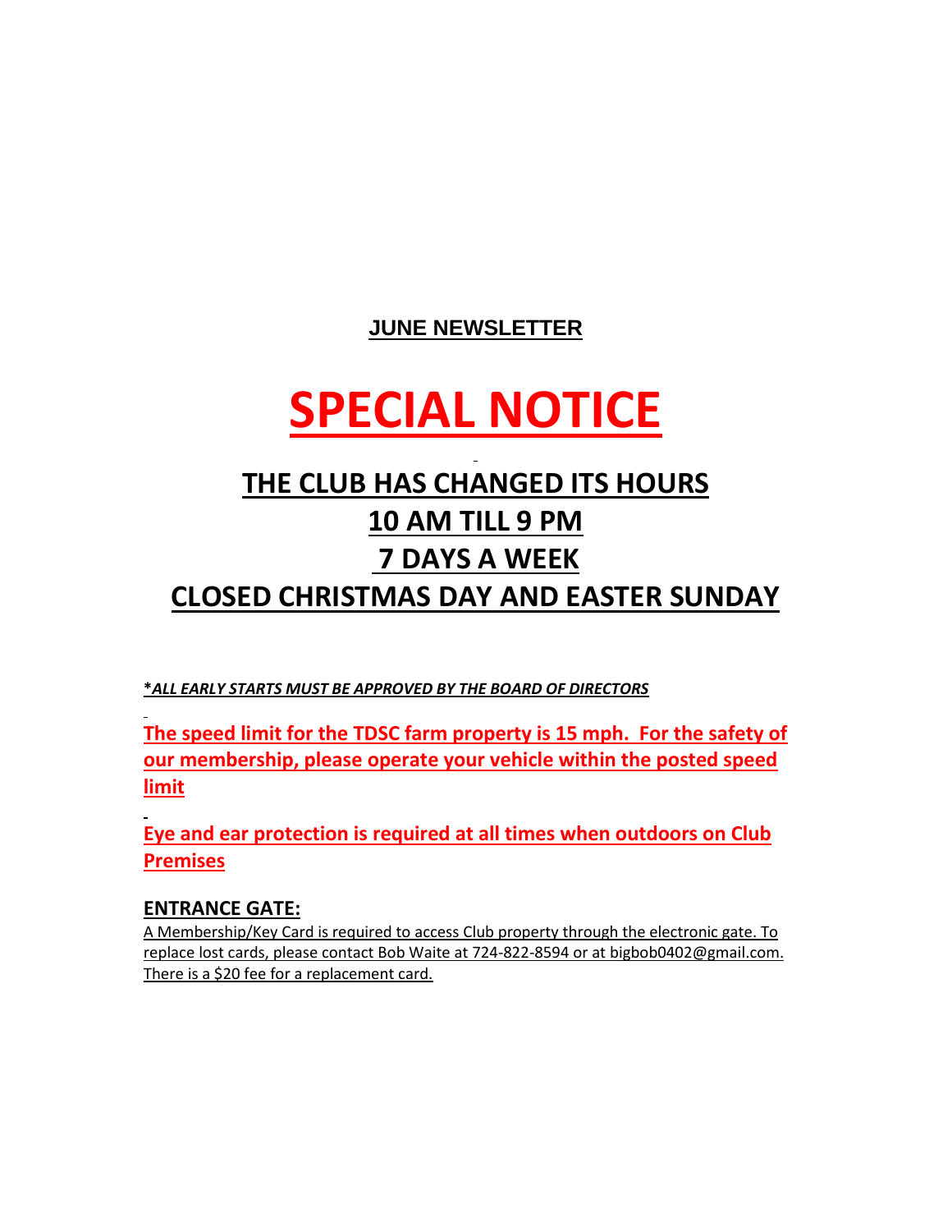**JUNE NEWSLETTER**

# SPECIAL NOTICE

## THE CLUB HAS CHANGED ITS HOURS
## 10 AM TILL 9 PM
## 7 DAYS A WEEK
## CLOSED CHRISTMAS DAY AND EASTER SUNDAY

***ALL EARLY STARTS MUST BE APPROVED BY THE BOARD OF DIRECTORS***

**The speed limit for the TDSC farm property is 15 mph. For the safety of our membership, please operate your vehicle within the posted speed limit**

**Eye and ear protection is required at all times when outdoors on Club Premises**

### ENTRANCE GATE:

A Membership/Key Card is required to access Club property through the electronic gate. To replace lost cards, please contact Bob Waite at 724-822-8594 or at bigbob0402@gmail.com. There is a $20 fee for a replacement card.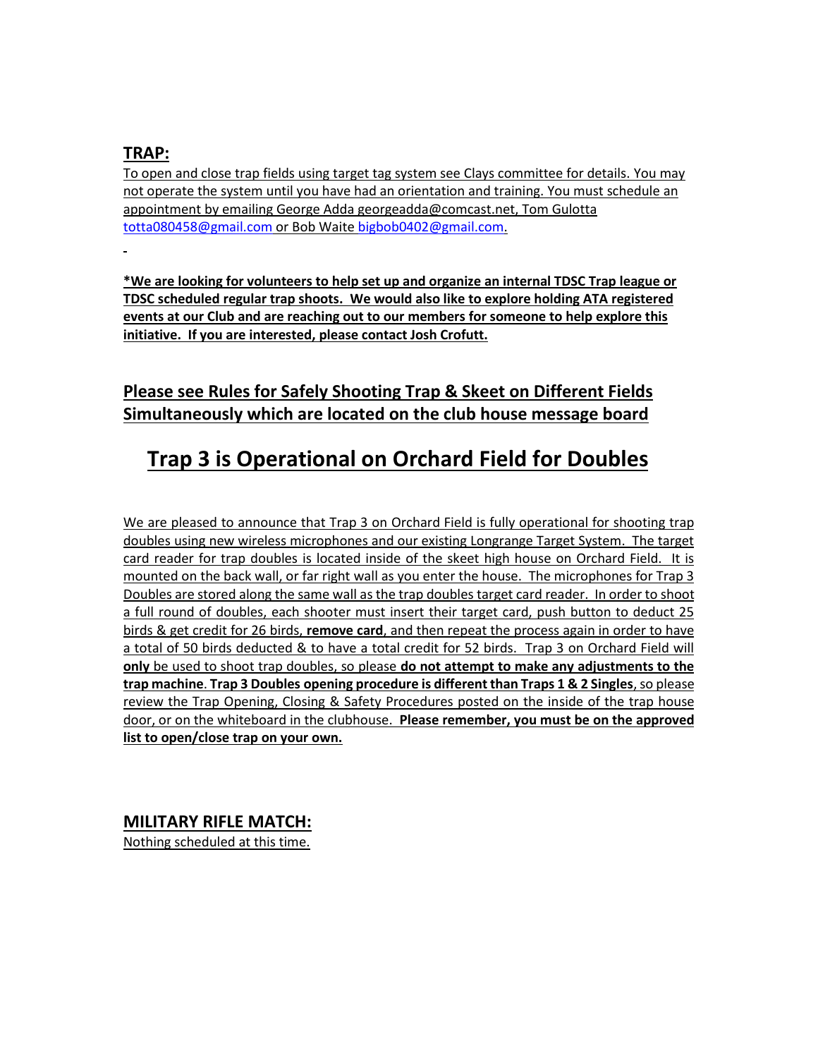## TRAP:

To open and close trap fields using target tag system see Clays committee for details. You may not operate the system until you have had an orientation and training. You must schedule an appointment by emailing George Adda georgeadda@comcast.net, Tom Gulotta totta080458@gmail.com or Bob Waite bigbob0402@gmail.com.

**\*We are looking for volunteers to help set up and organize an internal TDSC Trap league or TDSC scheduled regular trap shoots. We would also like to explore holding ATA registered events at our Club and are reaching out to our members for someone to help explore this initiative. If you are interested, please contact Josh Crofutt.**

### Please see Rules for Safely Shooting Trap & Skeet on Different Fields Simultaneously which are located on the club house message board

## Trap 3 is Operational on Orchard Field for Doubles

We are pleased to announce that Trap 3 on Orchard Field is fully operational for shooting trap doubles using new wireless microphones and our existing Longrange Target System. The target card reader for trap doubles is located inside of the skeet high house on Orchard Field. It is mounted on the back wall, or far right wall as you enter the house. The microphones for Trap 3 Doubles are stored along the same wall as the trap doubles target card reader. In order to shoot a full round of doubles, each shooter must insert their target card, push button to deduct 25 birds & get credit for 26 birds, **remove card**, and then repeat the process again in order to have a total of 50 birds deducted & to have a total credit for 52 birds. Trap 3 on Orchard Field will **only** be used to shoot trap doubles, so please **do not attempt to make any adjustments to the trap machine**. **Trap 3 Doubles opening procedure is different than Traps 1 & 2 Singles**, so please review the Trap Opening, Closing & Safety Procedures posted on the inside of the trap house door, or on the whiteboard in the clubhouse. **Please remember, you must be on the approved list to open/close trap on your own.**

## MILITARY RIFLE MATCH:

Nothing scheduled at this time.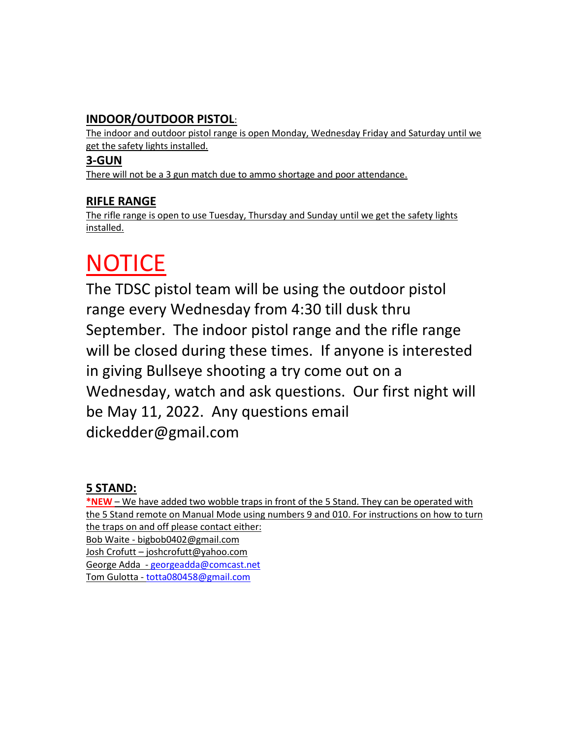## INDOOR/OUTDOOR PISTOL:

The indoor and outdoor pistol range is open Monday, Wednesday Friday and Saturday until we get the safety lights installed.

## 3-GUN

There will not be a 3 gun match due to ammo shortage and poor attendance.

## RIFLE RANGE

The rifle range is open to use Tuesday, Thursday and Sunday until we get the safety lights installed.

# NOTICE

The TDSC pistol team will be using the outdoor pistol range every Wednesday from 4:30 till dusk thru September. The indoor pistol range and the rifle range will be closed during these times. If anyone is interested in giving Bullseye shooting a try come out on a Wednesday, watch and ask questions. Our first night will be May 11, 2022. Any questions email dickedder@gmail.com

## 5 STAND:

***NEW** – We have added two wobble traps in front of the 5 Stand. They can be operated with the 5 Stand remote on Manual Mode using numbers 9 and 010. For instructions on how to turn the traps on and off please contact either:

Bob Waite - bigbob0402@gmail.com
Josh Crofutt – joshcrofutt@yahoo.com
George Adda - georgeadda@comcast.net
Tom Gulotta - totta080458@gmail.com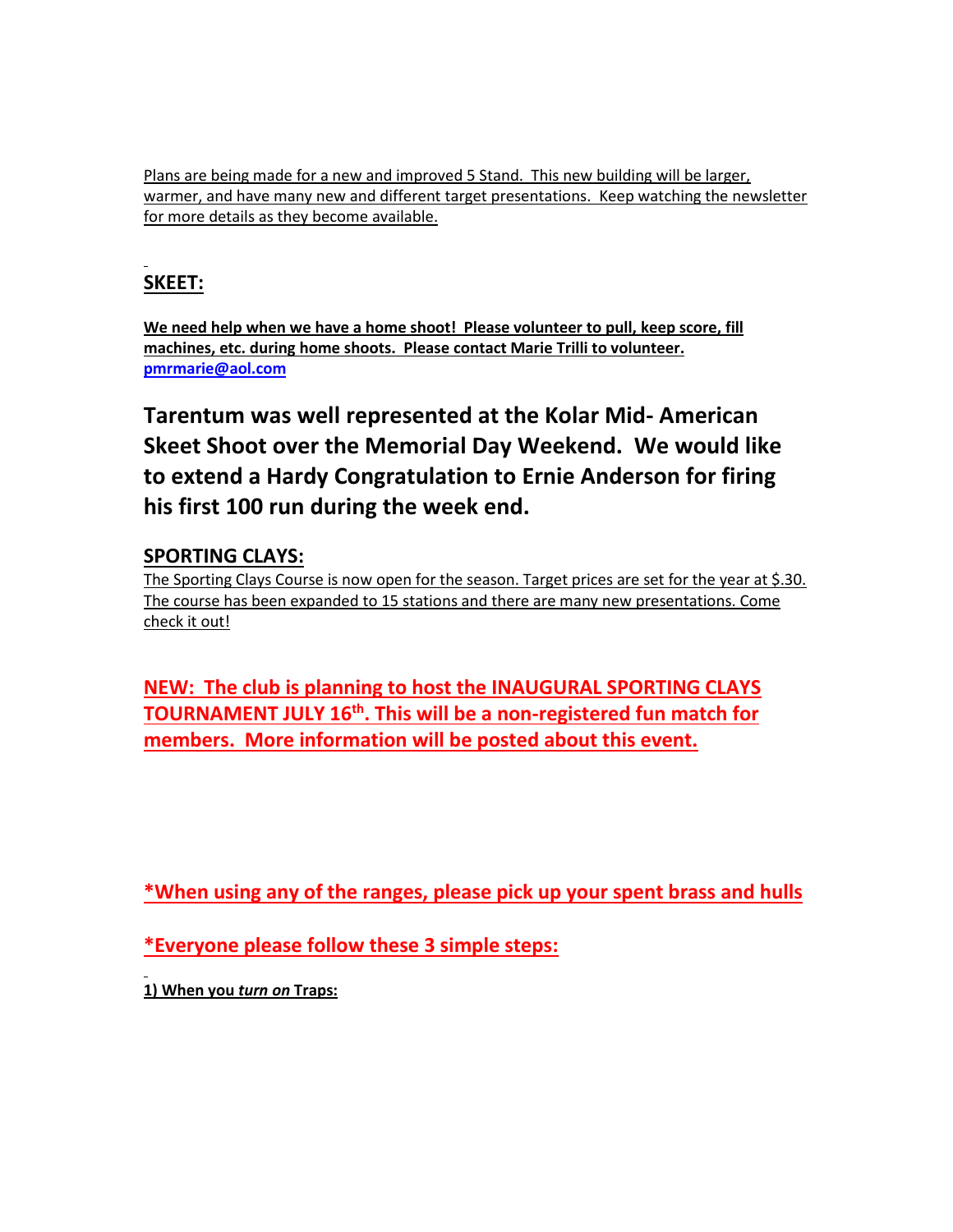Plans are being made for a new and improved 5 Stand. This new building will be larger, warmer, and have many new and different target presentations. Keep watching the newsletter for more details as they become available.

## SKEET:

**We need help when we have a home shoot! Please volunteer to pull, keep score, fill machines, etc. during home shoots. Please contact Marie Trilli to volunteer. pmrmarie@aol.com**

**Tarentum was well represented at the Kolar Mid- American Skeet Shoot over the Memorial Day Weekend. We would like to extend a Hardy Congratulation to Ernie Anderson for firing his first 100 run during the week end.**

## SPORTING CLAYS:

The Sporting Clays Course is now open for the season. Target prices are set for the year at $.30. The course has been expanded to 15 stations and there are many new presentations. Come check it out!

**NEW: The club is planning to host the INAUGURAL SPORTING CLAYS TOURNAMENT JULY 16th. This will be a non-registered fun match for members. More information will be posted about this event.**

**\*When using any of the ranges, please pick up your spent brass and hulls**

**\*Everyone please follow these 3 simple steps:**

**1) When you *turn on* Traps:**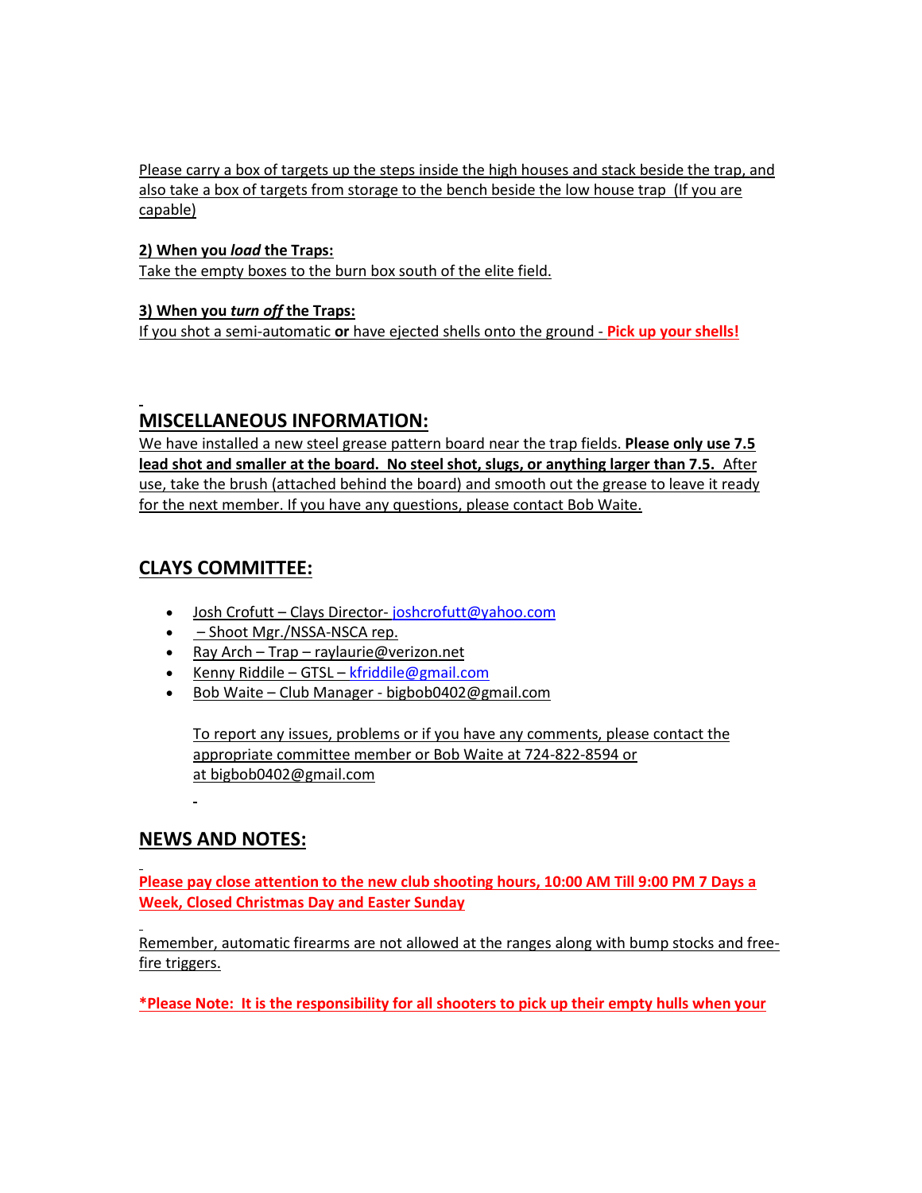Please carry a box of targets up the steps inside the high houses and stack beside the trap, and also take a box of targets from storage to the bench beside the low house trap (If you are capable)

**2) When you *load* the Traps:**
Take the empty boxes to the burn box south of the elite field.

**3) When you *turn off* the Traps:**
If you shot a semi-automatic **or** have ejected shells onto the ground - **Pick up your shells!**

## MISCELLANEOUS INFORMATION:

We have installed a new steel grease pattern board near the trap fields. **Please only use 7.5 lead shot and smaller at the board. No steel shot, slugs, or anything larger than 7.5.** After use, take the brush (attached behind the board) and smooth out the grease to leave it ready for the next member. If you have any questions, please contact Bob Waite.

## CLAYS COMMITTEE:

- Josh Crofutt – Clays Director- joshcrofutt@yahoo.com
- – Shoot Mgr./NSSA-NSCA rep.
- Ray Arch – Trap – raylaurie@verizon.net
- Kenny Riddile – GTSL – kfriddile@gmail.com
- Bob Waite – Club Manager - bigbob0402@gmail.com

To report any issues, problems or if you have any comments, please contact the appropriate committee member or Bob Waite at 724-822-8594 or at bigbob0402@gmail.com

## NEWS AND NOTES:

**Please pay close attention to the new club shooting hours, 10:00 AM Till 9:00 PM 7 Days a Week, Closed Christmas Day and Easter Sunday**

Remember, automatic firearms are not allowed at the ranges along with bump stocks and free-fire triggers.

***Please Note: It is the responsibility for all shooters to pick up their empty hulls when your**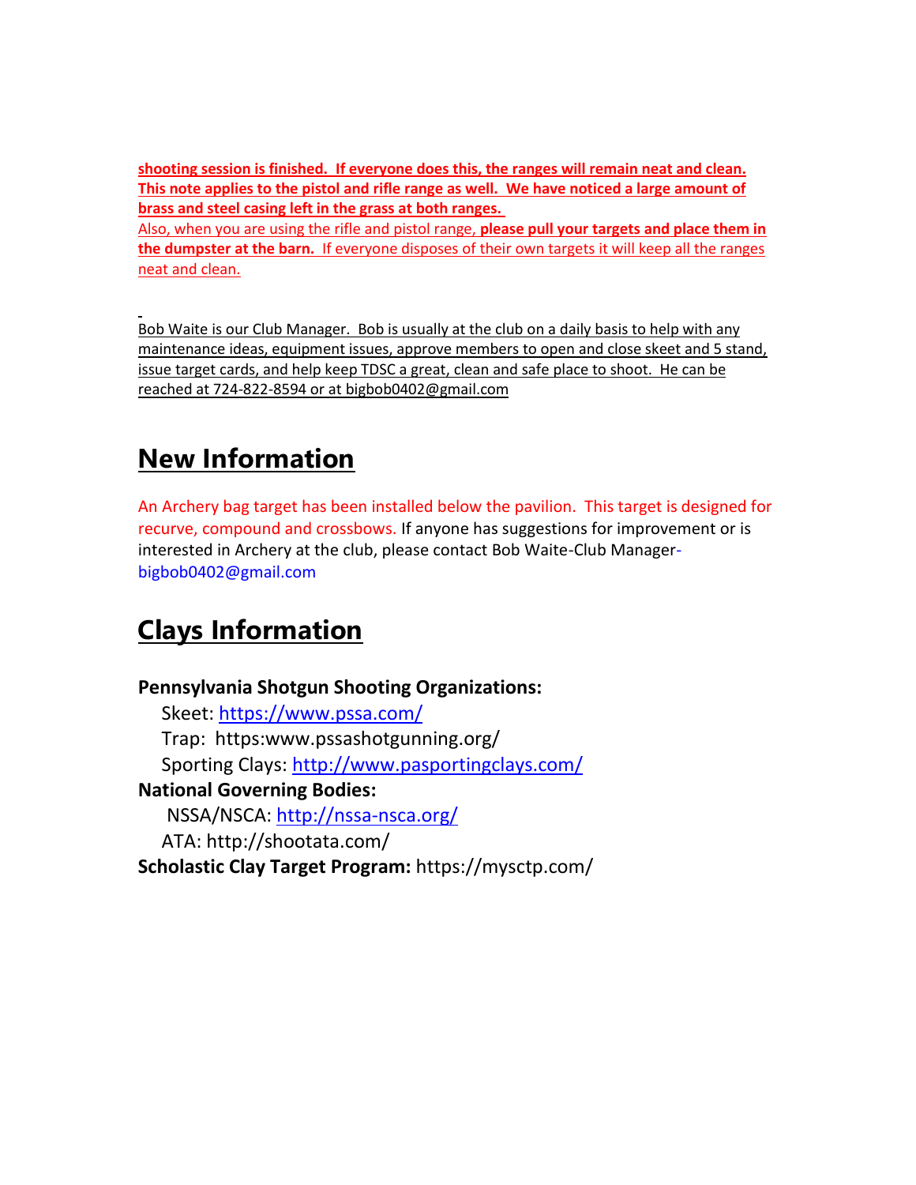**shooting session is finished. If everyone does this, the ranges will remain neat and clean. This note applies to the pistol and rifle range as well. We have noticed a large amount of brass and steel casing left in the grass at both ranges.**

Also, when you are using the rifle and pistol range, **please pull your targets and place them in the dumpster at the barn.** If everyone disposes of their own targets it will keep all the ranges neat and clean.

Bob Waite is our Club Manager. Bob is usually at the club on a daily basis to help with any maintenance ideas, equipment issues, approve members to open and close skeet and 5 stand, issue target cards, and help keep TDSC a great, clean and safe place to shoot. He can be reached at 724-822-8594 or at bigbob0402@gmail.com

## New Information

An Archery bag target has been installed below the pavilion. This target is designed for recurve, compound and crossbows. If anyone has suggestions for improvement or is interested in Archery at the club, please contact Bob Waite-Club Manager-bigbob0402@gmail.com

## Clays Information

**Pennsylvania Shotgun Shooting Organizations:**
- Skeet: https://www.pssa.com/
- Trap: https:www.pssashotgunning.org/
- Sporting Clays: http://www.pasportingclays.com/

**National Governing Bodies:**
- NSSA/NSCA: http://nssa-nsca.org/
- ATA: http://shootata.com/

**Scholastic Clay Target Program:** https://mysctp.com/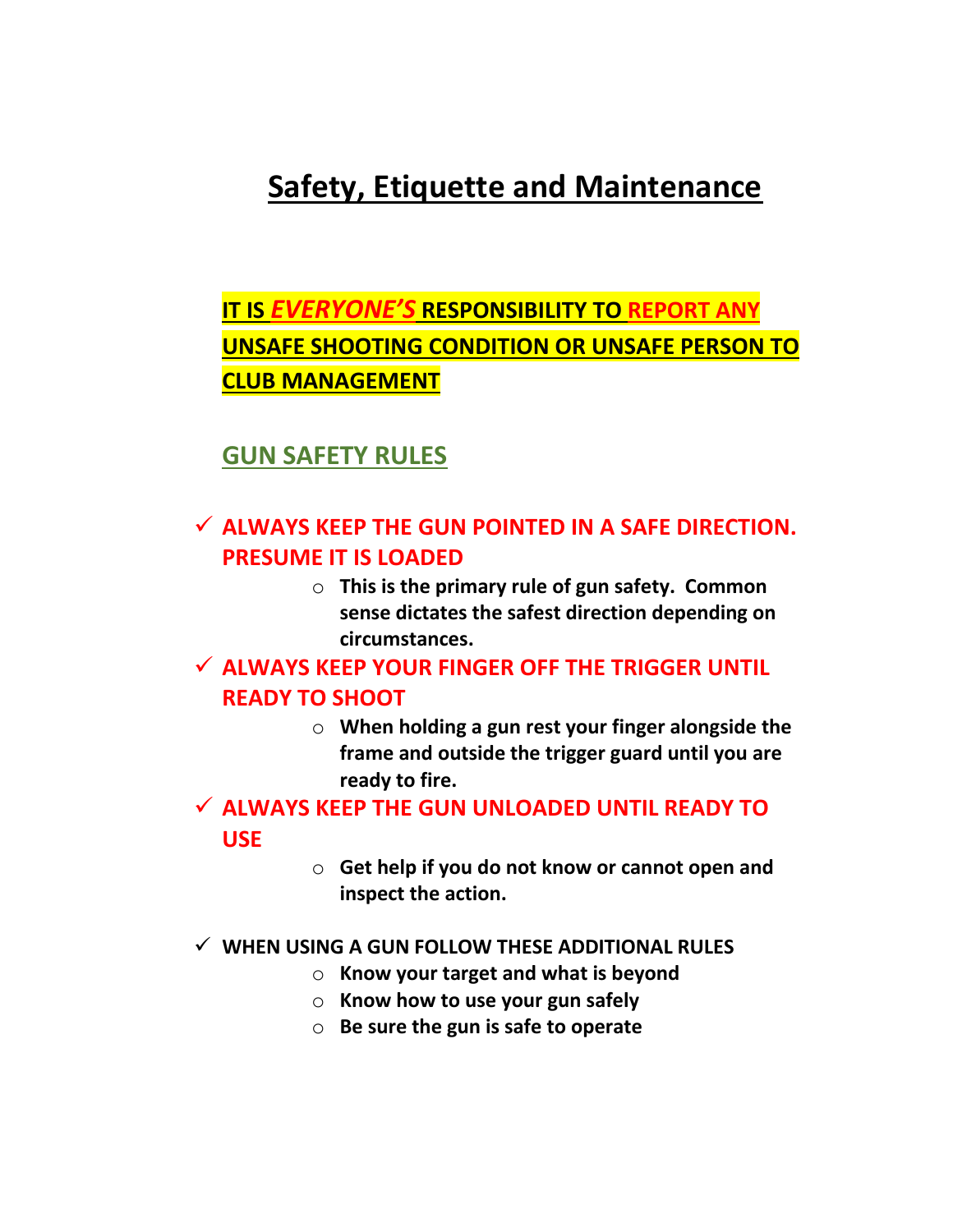# Safety, Etiquette and Maintenance

**IT IS *EVERYONE'S* RESPONSIBILITY TO REPORT ANY UNSAFE SHOOTING CONDITION OR UNSAFE PERSON TO CLUB MANAGEMENT**

## GUN SAFETY RULES

- ✓ **ALWAYS KEEP THE GUN POINTED IN A SAFE DIRECTION. PRESUME IT IS LOADED**
    - **This is the primary rule of gun safety. Common sense dictates the safest direction depending on circumstances.**
- ✓ **ALWAYS KEEP YOUR FINGER OFF THE TRIGGER UNTIL READY TO SHOOT**
    - **When holding a gun rest your finger alongside the frame and outside the trigger guard until you are ready to fire.**
- ✓ **ALWAYS KEEP THE GUN UNLOADED UNTIL READY TO USE**
    - **Get help if you do not know or cannot open and inspect the action.**

- ✓ **WHEN USING A GUN FOLLOW THESE ADDITIONAL RULES**
    - **Know your target and what is beyond**
    - **Know how to use your gun safely**
    - **Be sure the gun is safe to operate**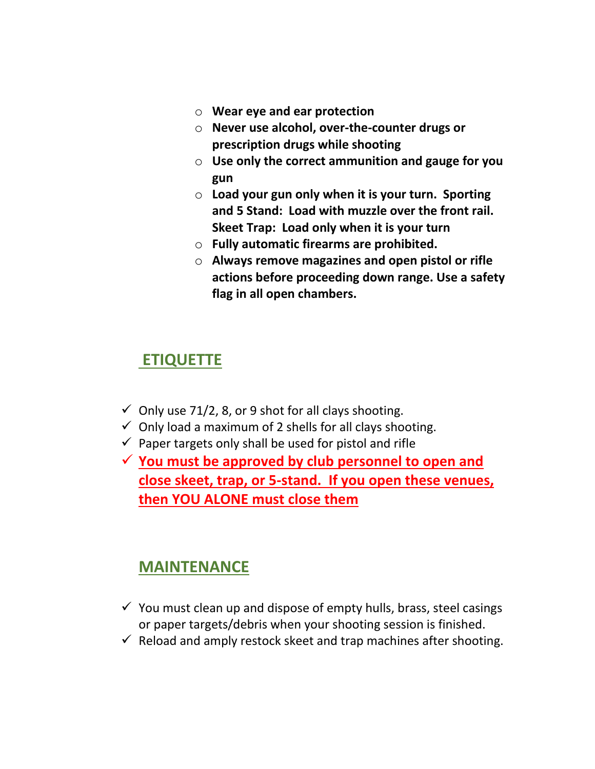- **Wear eye and ear protection**
- **Never use alcohol, over-the-counter drugs or prescription drugs while shooting**
- **Use only the correct ammunition and gauge for you gun**
- **Load your gun only when it is your turn. Sporting and 5 Stand: Load with muzzle over the front rail. Skeet Trap: Load only when it is your turn**
- **Fully automatic firearms are prohibited.**
- **Always remove magazines and open pistol or rifle actions before proceeding down range. Use a safety flag in all open chambers.**

## ETIQUETTE

- ✓ Only use 71/2, 8, or 9 shot for all clays shooting.
- ✓ Only load a maximum of 2 shells for all clays shooting.
- ✓ Paper targets only shall be used for pistol and rifle
- ✓ **You must be approved by club personnel to open and close skeet, trap, or 5-stand. If you open these venues, then YOU ALONE must close them**

## MAINTENANCE

- ✓ You must clean up and dispose of empty hulls, brass, steel casings or paper targets/debris when your shooting session is finished.
- ✓ Reload and amply restock skeet and trap machines after shooting.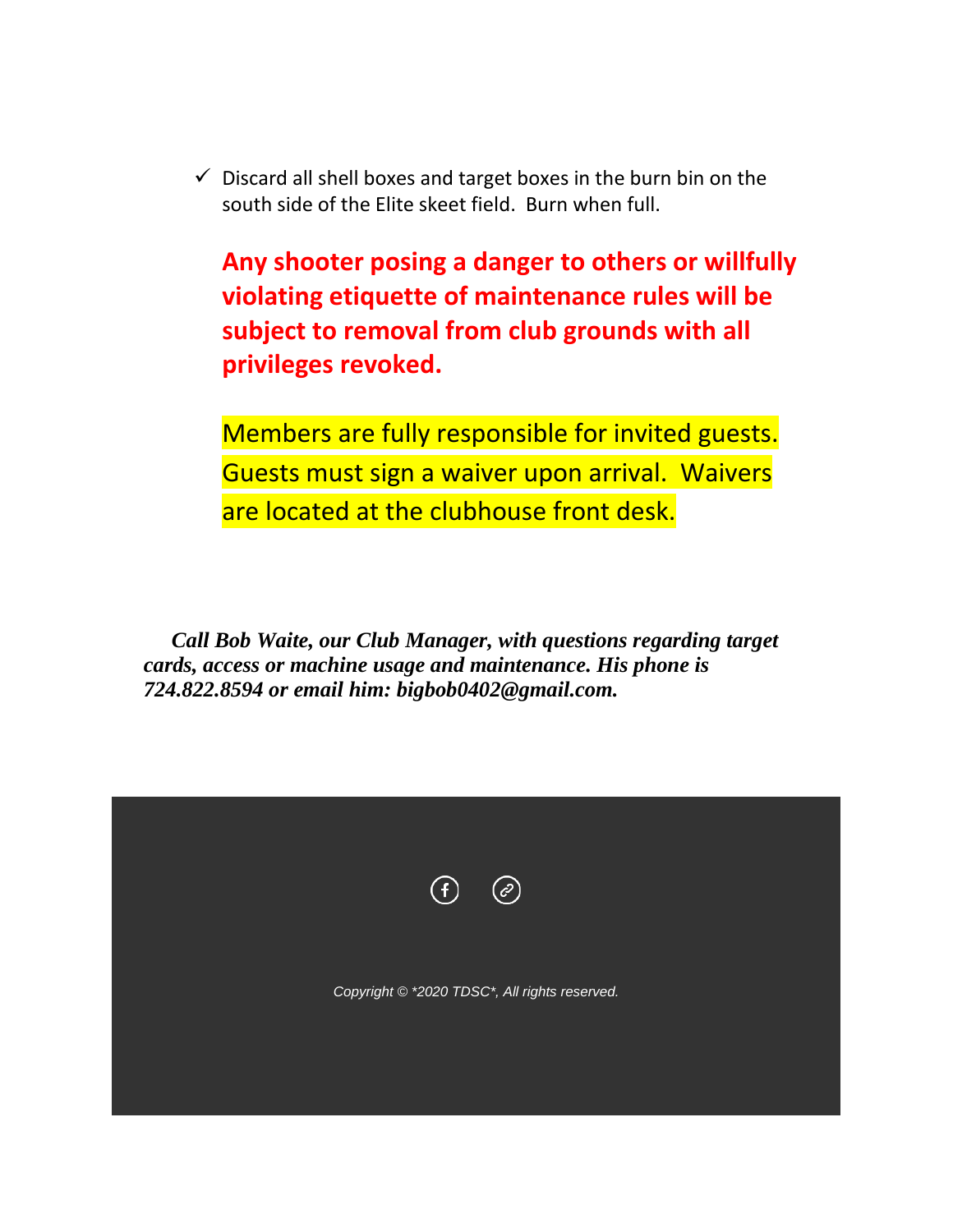- ✓ Discard all shell boxes and target boxes in the burn bin on the south side of the Elite skeet field. Burn when full.

**Any shooter posing a danger to others or willfully violating etiquette of maintenance rules will be subject to removal from club grounds with all privileges revoked.**

Members are fully responsible for invited guests. Guests must sign a waiver upon arrival. Waivers are located at the clubhouse front desk.

***Call Bob Waite, our Club Manager, with questions regarding target cards, access or machine usage and maintenance. His phone is 724.822.8594 or email him: bigbob0402@gmail.com.***

*Copyright © *2020 TDSC*, All rights reserved.*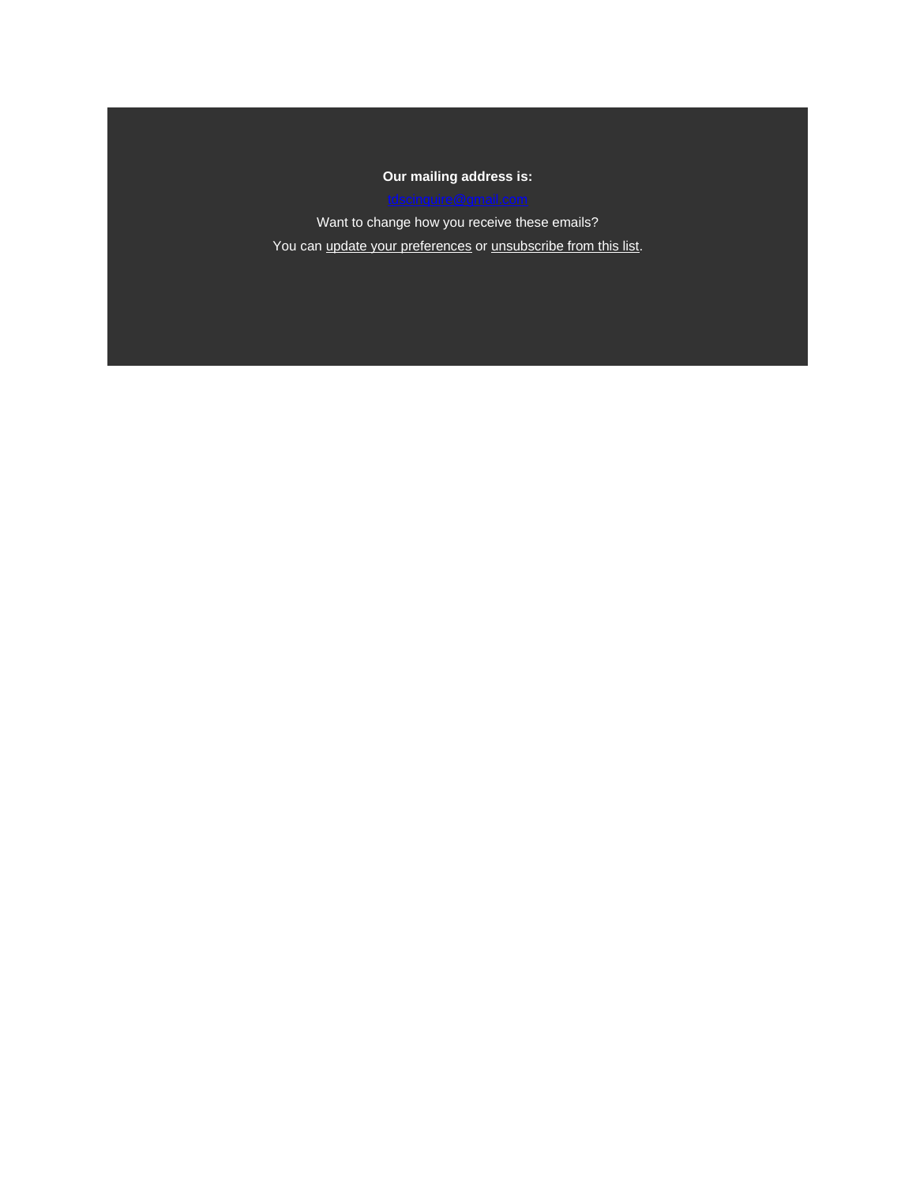**Our mailing address is:**

tdscinquire@gmail.com

Want to change how you receive these emails?

You can update your preferences or unsubscribe from this list.